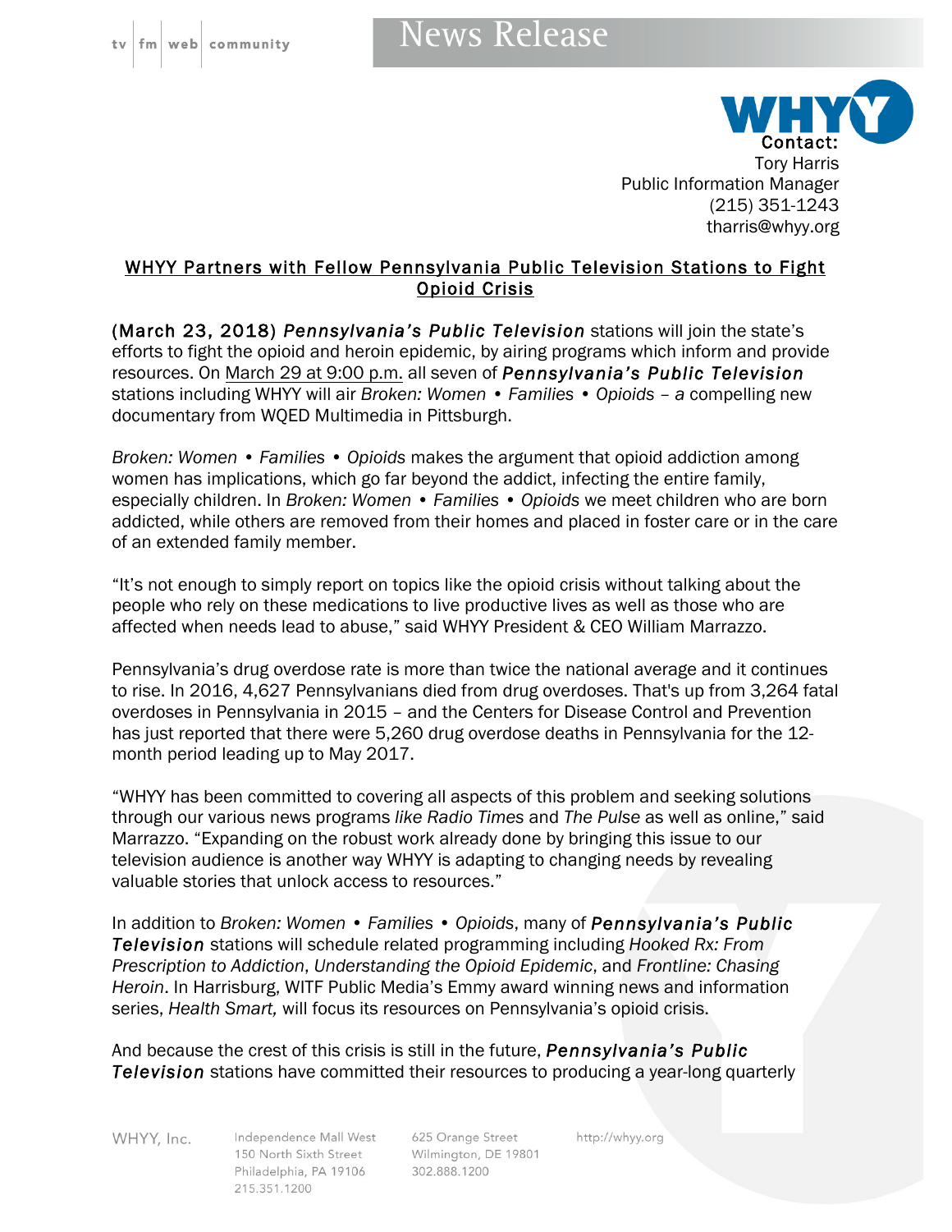tv | fm | web | community

# News Release

WHYY

Contact:
Tory Harris
Public Information Manager
(215) 351-1243
tharris@whyy.org

## WHYY Partners with Fellow Pennsylvania Public Television Stations to Fight Opioid Crisis

**(March 23, 2018)** ***Pennsylvania's Public Television*** stations will join the state's efforts to fight the opioid and heroin epidemic, by airing programs which inform and provide resources. On March 29 at 9:00 p.m. all seven of ***Pennsylvania's Public Television*** stations including WHYY will air *Broken: Women • Families • Opioids – a* compelling new documentary from WQED Multimedia in Pittsburgh.

*Broken: Women • Families • Opioids* makes the argument that opioid addiction among women has implications, which go far beyond the addict, infecting the entire family, especially children. In *Broken: Women • Families • Opioids* we meet children who are born addicted, while others are removed from their homes and placed in foster care or in the care of an extended family member.

"It's not enough to simply report on topics like the opioid crisis without talking about the people who rely on these medications to live productive lives as well as those who are affected when needs lead to abuse," said WHYY President & CEO William Marrazzo.

Pennsylvania's drug overdose rate is more than twice the national average and it continues to rise. In 2016, 4,627 Pennsylvanians died from drug overdoses. That's up from 3,264 fatal overdoses in Pennsylvania in 2015 – and the Centers for Disease Control and Prevention has just reported that there were 5,260 drug overdose deaths in Pennsylvania for the 12-month period leading up to May 2017.

"WHYY has been committed to covering all aspects of this problem and seeking solutions through our various news programs *like Radio Times* and *The Pulse* as well as online," said Marrazzo. "Expanding on the robust work already done by bringing this issue to our television audience is another way WHYY is adapting to changing needs by revealing valuable stories that unlock access to resources."

In addition to *Broken: Women • Families • Opioids*, many of ***Pennsylvania's Public Television*** stations will schedule related programming including *Hooked Rx: From Prescription to Addiction*, *Understanding the Opioid Epidemic*, and *Frontline: Chasing Heroin*. In Harrisburg, WITF Public Media's Emmy award winning news and information series, *Health Smart,* will focus its resources on Pennsylvania's opioid crisis.

And because the crest of this crisis is still in the future, ***Pennsylvania's Public Television*** stations have committed their resources to producing a year-long quarterly

WHYY, Inc. Independence Mall West, 150 North Sixth Street, Philadelphia, PA 19106, 215.351.1200 | 625 Orange Street, Wilmington, DE 19801, 302.888.1200 | http://whyy.org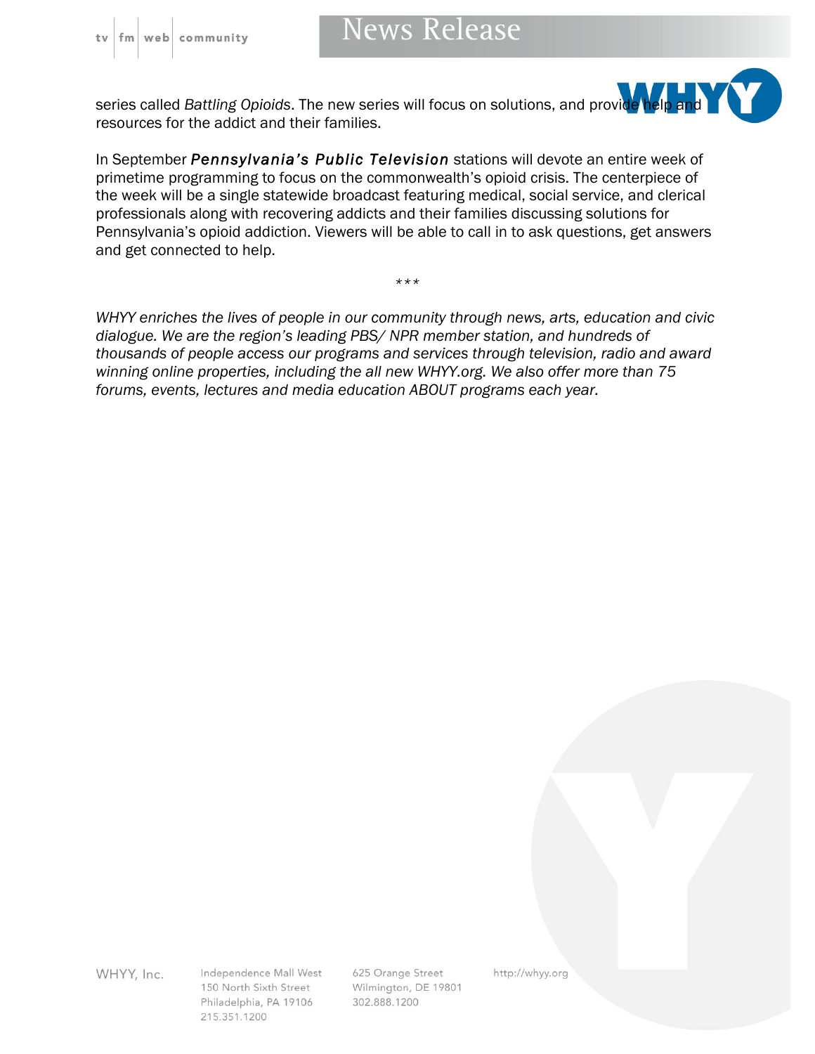series called *Battling Opioids*. The new series will focus on solutions, and provide help and resources for the addict and their families.

In September ***Pennsylvania's Public Television*** stations will devote an entire week of primetime programming to focus on the commonwealth's opioid crisis. The centerpiece of the week will be a single statewide broadcast featuring medical, social service, and clerical professionals along with recovering addicts and their families discussing solutions for Pennsylvania's opioid addiction. Viewers will be able to call in to ask questions, get answers and get connected to help.

***

*WHYY enriches the lives of people in our community through news, arts, education and civic dialogue. We are the region's leading PBS/ NPR member station, and hundreds of thousands of people access our programs and services through television, radio and award winning online properties, including the all new WHYY.org. We also offer more than 75 forums, events, lectures and media education ABOUT programs each year.*